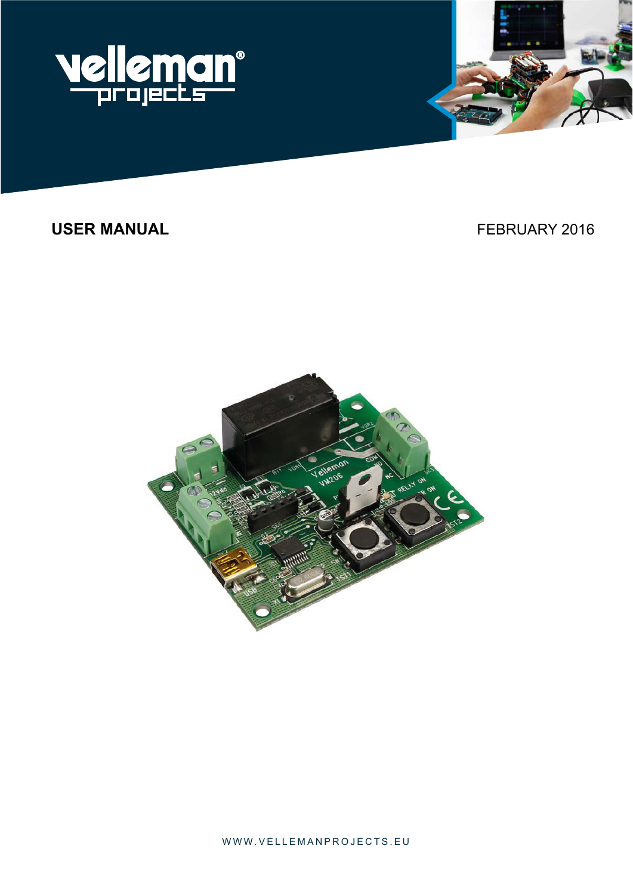**USER MANUAL**

FEBRUARY 2016

WWW.VELLEMANPROJECTS.EU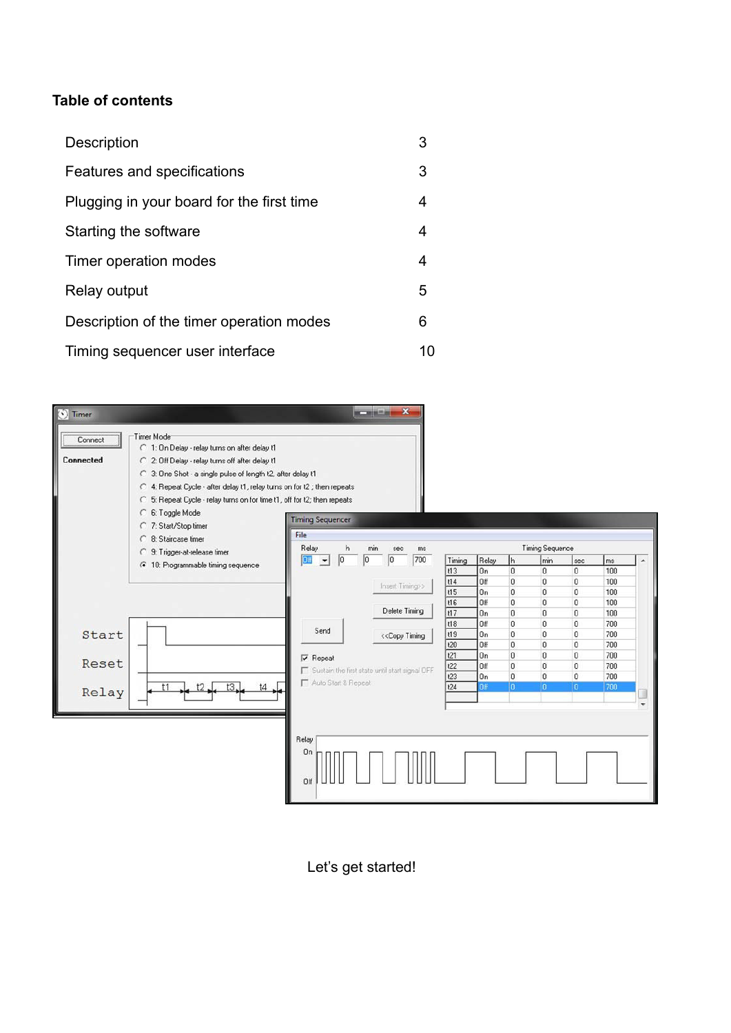## Table of contents

| | |
|---|---|
| Description | 3 |
| Features and specifications | 3 |
| Plugging in your board for the first time | 4 |
| Starting the software | 4 |
| Timer operation modes | 4 |
| Relay output | 5 |
| Description of the timer operation modes | 6 |
| Timing sequencer user interface | 10 |

Let's get started!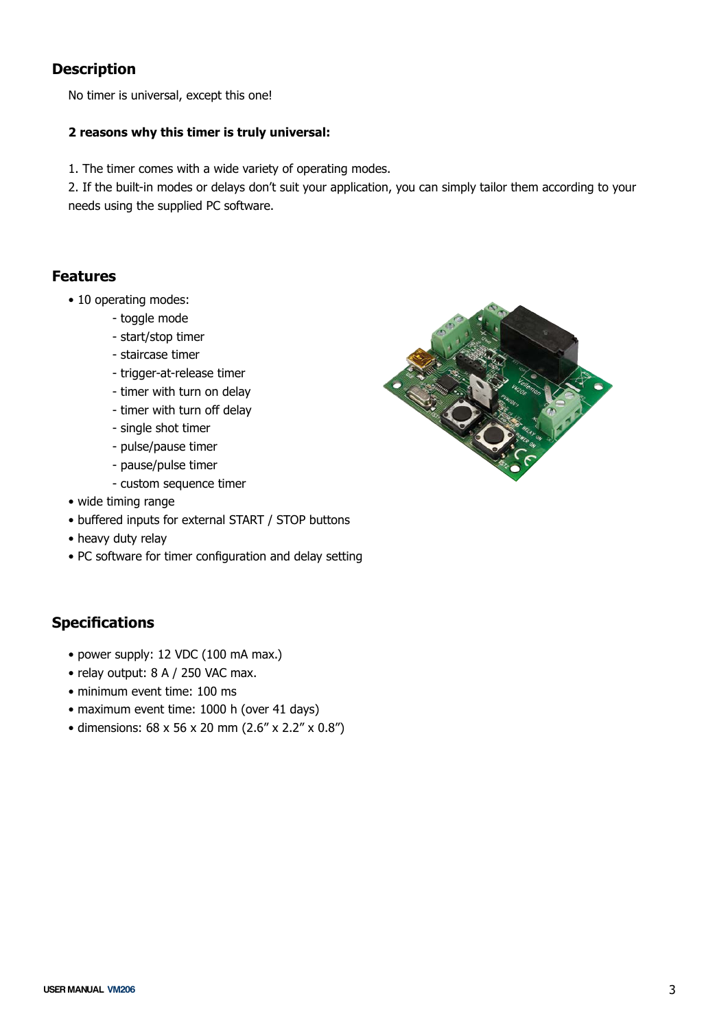## Description

No timer is universal, except this one!

**2 reasons why this timer is truly universal:**

1. The timer comes with a wide variety of operating modes.
2. If the built-in modes or delays don't suit your application, you can simply tailor them according to your needs using the supplied PC software.

## Features

- 10 operating modes:
  - toggle mode
  - start/stop timer
  - staircase timer
  - trigger-at-release timer
  - timer with turn on delay
  - timer with turn off delay
  - single shot timer
  - pulse/pause timer
  - pause/pulse timer
  - custom sequence timer
- wide timing range
- buffered inputs for external START / STOP buttons
- heavy duty relay
- PC software for timer configuration and delay setting

## Specifications

- power supply: 12 VDC (100 mA max.)
- relay output: 8 A / 250 VAC max.
- minimum event time: 100 ms
- maximum event time: 1000 h (over 41 days)
- dimensions: 68 x 56 x 20 mm (2.6" x 2.2" x 0.8")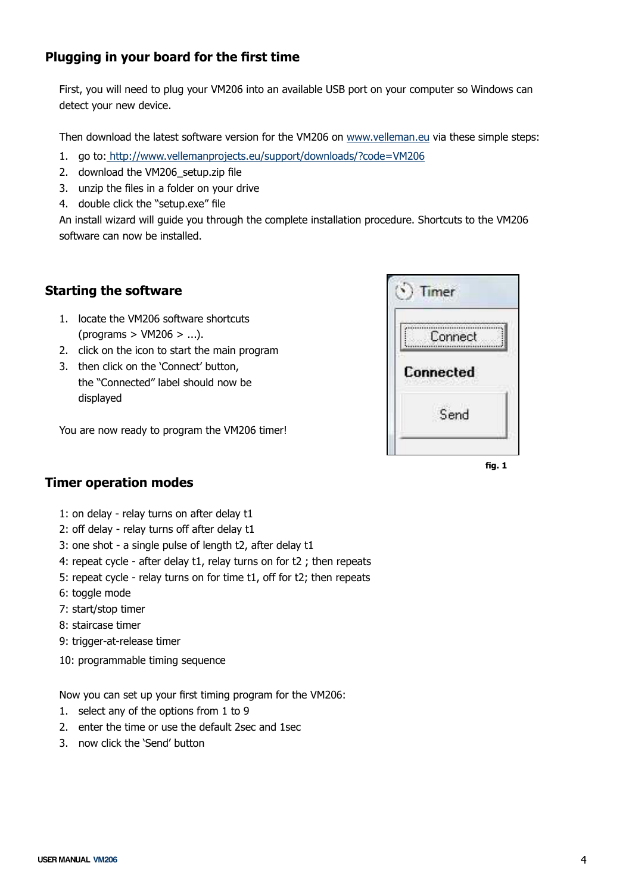## Plugging in your board for the first time

First, you will need to plug your VM206 into an available USB port on your computer so Windows can detect your new device.

Then download the latest software version for the VM206 on www.velleman.eu via these simple steps:

1. go to: http://www.vellemanprojects.eu/support/downloads/?code=VM206
2. download the VM206_setup.zip file
3. unzip the files in a folder on your drive
4. double click the "setup.exe" file

An install wizard will guide you through the complete installation procedure. Shortcuts to the VM206 software can now be installed.

## Starting the software

1. locate the VM206 software shortcuts (programs > VM206 > ...).
2. click on the icon to start the main program
3. then click on the 'Connect' button, the "Connected" label should now be displayed

You are now ready to program the VM206 timer!

Timer

Connect

Connected

Send

**fig. 1**

## Timer operation modes

1: on delay - relay turns on after delay t1
2: off delay - relay turns off after delay t1
3: one shot - a single pulse of length t2, after delay t1
4: repeat cycle - after delay t1, relay turns on for t2 ; then repeats
5: repeat cycle - relay turns on for time t1, off for t2; then repeats
6: toggle mode
7: start/stop timer
8: staircase timer
9: trigger-at-release timer
10: programmable timing sequence

Now you can set up your first timing program for the VM206:

1. select any of the options from 1 to 9
2. enter the time or use the default 2sec and 1sec
3. now click the 'Send' button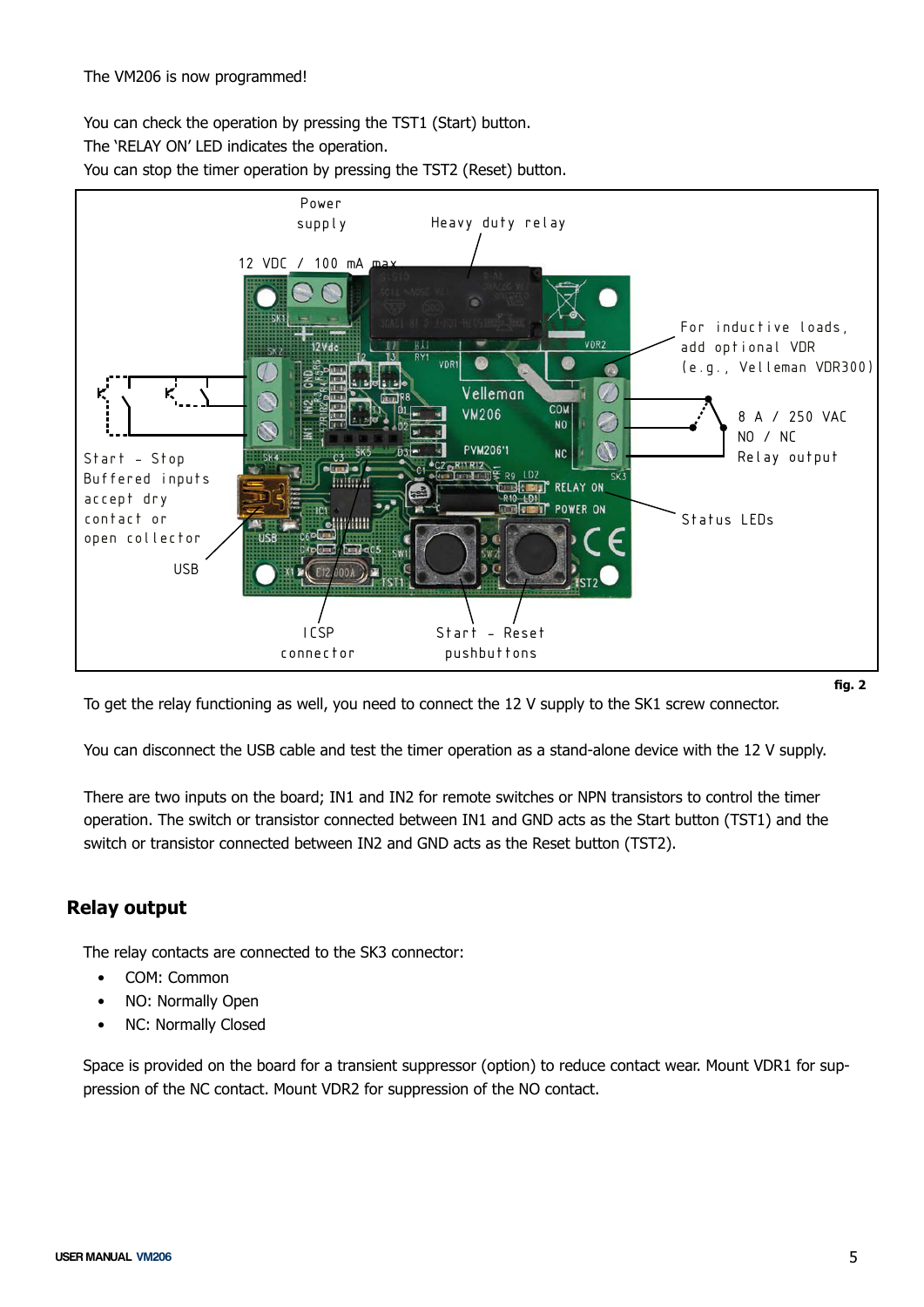The VM206 is now programmed!

You can check the operation by pressing the TST1 (Start) button.
The 'RELAY ON' LED indicates the operation.
You can stop the timer operation by pressing the TST2 (Reset) button.

Power supply

12 VDC / 100 mA max

Heavy duty relay

For inductive loads, add optional VDR (e.g., Velleman VDR300)

8 A / 250 VAC
NO / NC
Relay output

Status LEDs

Start - Stop
Buffered inputs
accept dry
contact or
open collector

USB

ICSP
connector

Start - Reset
pushbuttons

fig. 2

To get the relay functioning as well, you need to connect the 12 V supply to the SK1 screw connector.

You can disconnect the USB cable and test the timer operation as a stand-alone device with the 12 V supply.

There are two inputs on the board; IN1 and IN2 for remote switches or NPN transistors to control the timer operation. The switch or transistor connected between IN1 and GND acts as the Start button (TST1) and the switch or transistor connected between IN2 and GND acts as the Reset button (TST2).

## Relay output

The relay contacts are connected to the SK3 connector:

- COM: Common
- NO: Normally Open
- NC: Normally Closed

Space is provided on the board for a transient suppressor (option) to reduce contact wear. Mount VDR1 for suppression of the NC contact. Mount VDR2 for suppression of the NO contact.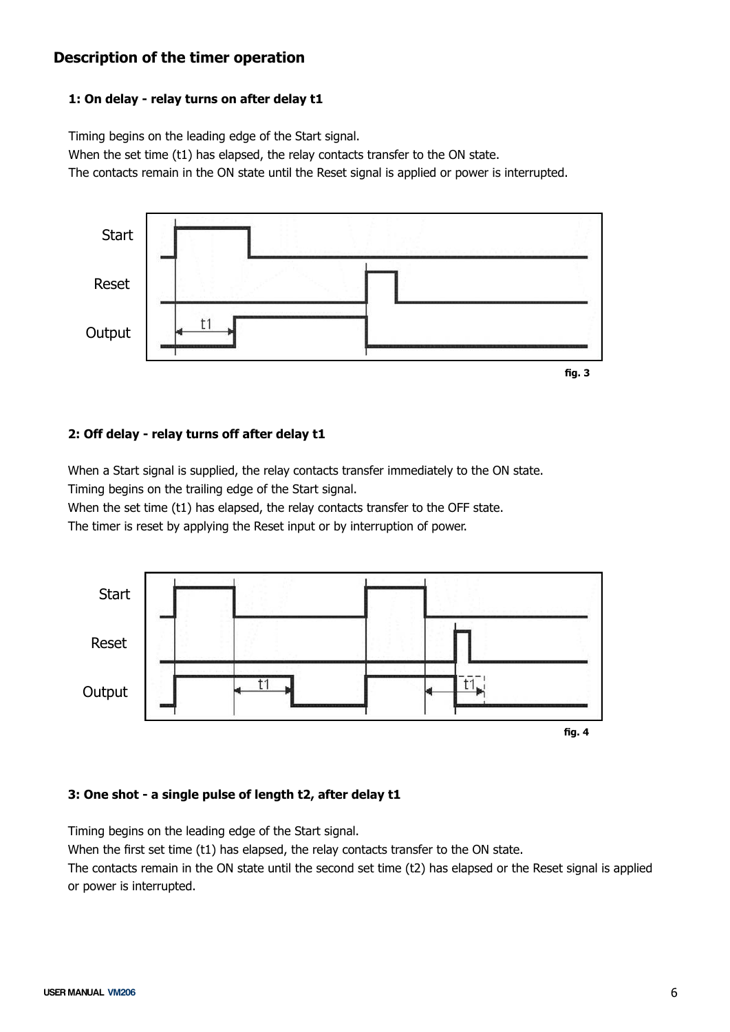## Description of the timer operation

### 1: On delay - relay turns on after delay t1

Timing begins on the leading edge of the Start signal.
When the set time (t1) has elapsed, the relay contacts transfer to the ON state.
The contacts remain in the ON state until the Reset signal is applied or power is interrupted.

Start

Reset

Output

t1

**fig. 3**

### 2: Off delay - relay turns off after delay t1

When a Start signal is supplied, the relay contacts transfer immediately to the ON state.
Timing begins on the trailing edge of the Start signal.
When the set time (t1) has elapsed, the relay contacts transfer to the OFF state.
The timer is reset by applying the Reset input or by interruption of power.

Start

Reset

Output

t1

t1

**fig. 4**

### 3: One shot - a single pulse of length t2, after delay t1

Timing begins on the leading edge of the Start signal.
When the first set time (t1) has elapsed, the relay contacts transfer to the ON state.
The contacts remain in the ON state until the second set time (t2) has elapsed or the Reset signal is applied or power is interrupted.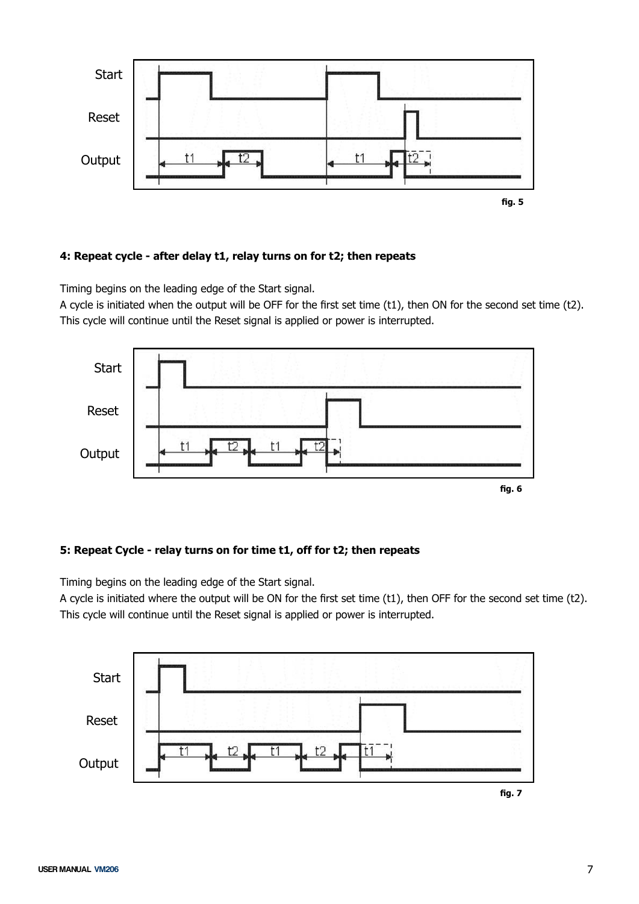Start

Reset

Output

t1 t2 t1 t2

fig. 5

**4: Repeat cycle - after delay t1, relay turns on for t2; then repeats**

Timing begins on the leading edge of the Start signal.
A cycle is initiated when the output will be OFF for the first set time (t1), then ON for the second set time (t2).
This cycle will continue until the Reset signal is applied or power is interrupted.

Start

Reset

Output

t1 t2 t1 t2

fig. 6

**5: Repeat Cycle - relay turns on for time t1, off for t2; then repeats**

Timing begins on the leading edge of the Start signal.
A cycle is initiated where the output will be ON for the first set time (t1), then OFF for the second set time (t2).
This cycle will continue until the Reset signal is applied or power is interrupted.

Start

Reset

Output

t1 t2 t1 t2 t1

fig. 7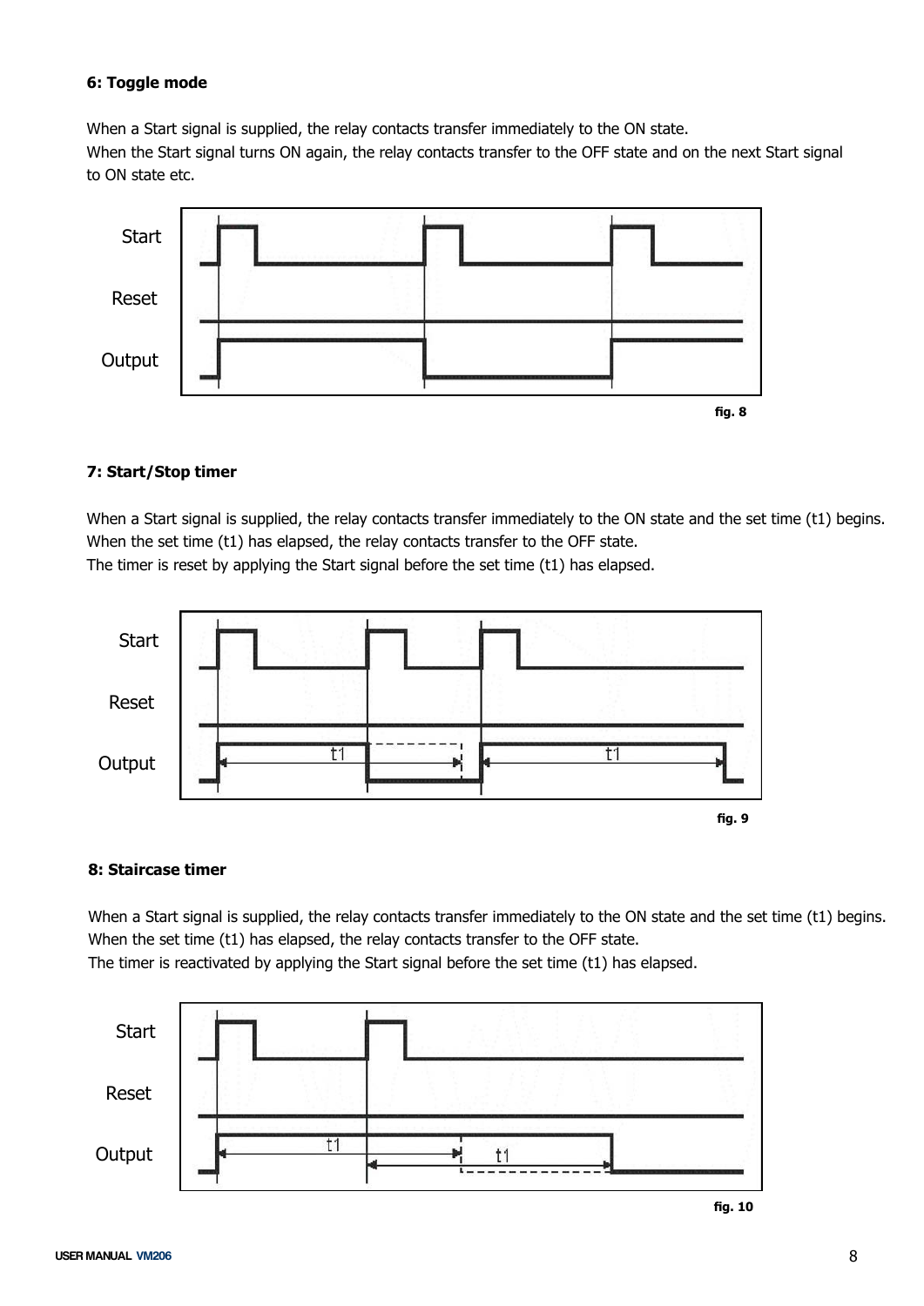### 6: Toggle mode

When a Start signal is supplied, the relay contacts transfer immediately to the ON state.
When the Start signal turns ON again, the relay contacts transfer to the OFF state and on the next Start signal to ON state etc.

Start

Reset

Output

fig. 8

### 7: Start/Stop timer

When a Start signal is supplied, the relay contacts transfer immediately to the ON state and the set time (t1) begins.
When the set time (t1) has elapsed, the relay contacts transfer to the OFF state.
The timer is reset by applying the Start signal before the set time (t1) has elapsed.

Start

Reset

Output

t1

t1

fig. 9

### 8: Staircase timer

When a Start signal is supplied, the relay contacts transfer immediately to the ON state and the set time (t1) begins.
When the set time (t1) has elapsed, the relay contacts transfer to the OFF state.
The timer is reactivated by applying the Start signal before the set time (t1) has elapsed.

Start

Reset

Output

t1

t1

fig. 10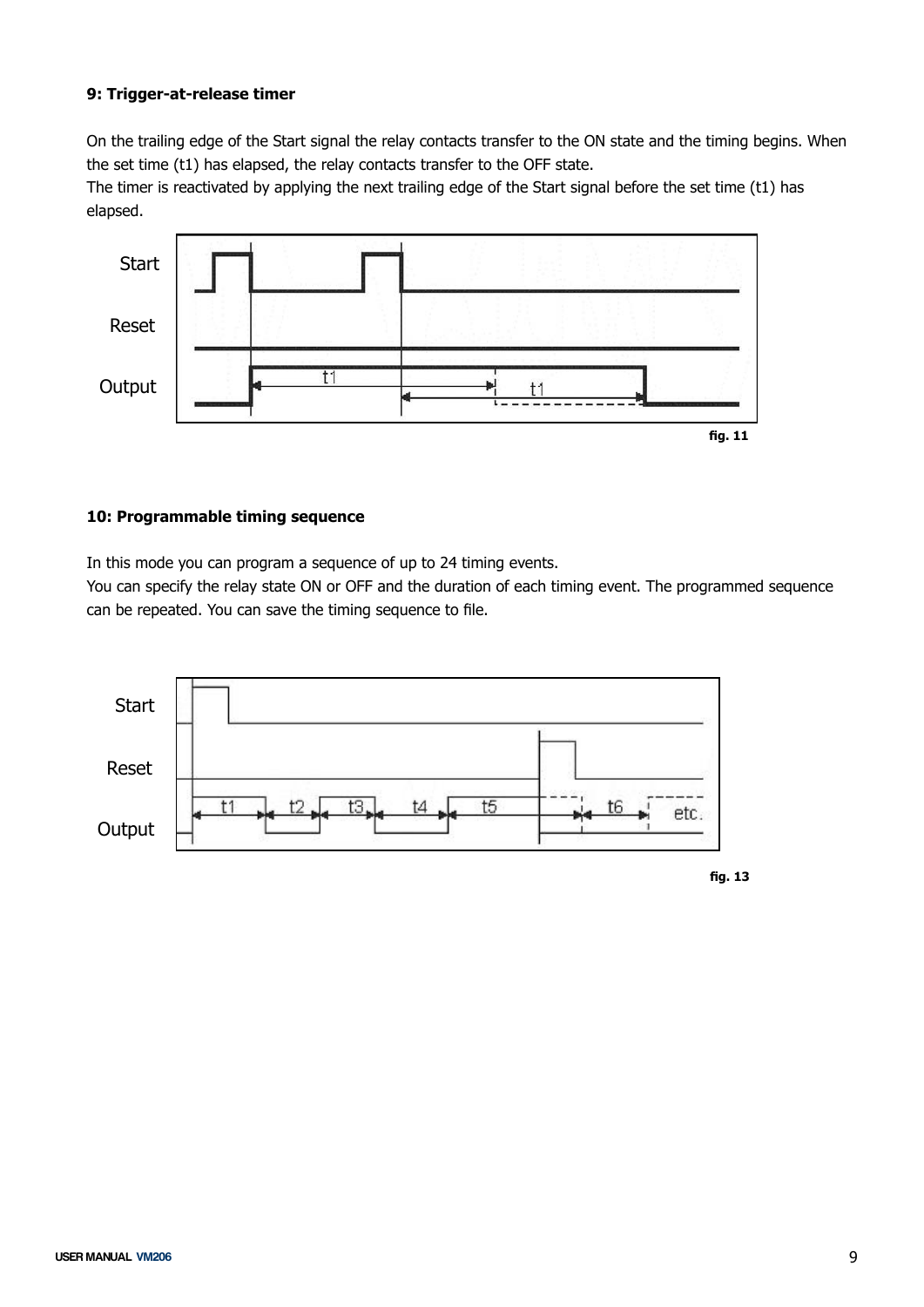**9: Trigger-at-release timer**

On the trailing edge of the Start signal the relay contacts transfer to the ON state and the timing begins. When the set time (t1) has elapsed, the relay contacts transfer to the OFF state.
The timer is reactivated by applying the next trailing edge of the Start signal before the set time (t1) has elapsed.

Start

Reset

Output

t1

t1

fig. 11

**10: Programmable timing sequence**

In this mode you can program a sequence of up to 24 timing events.
You can specify the relay state ON or OFF and the duration of each timing event. The programmed sequence can be repeated. You can save the timing sequence to file.

Start

Reset

Output

t1 t2 t3 t4 t5 t6 etc.

fig. 13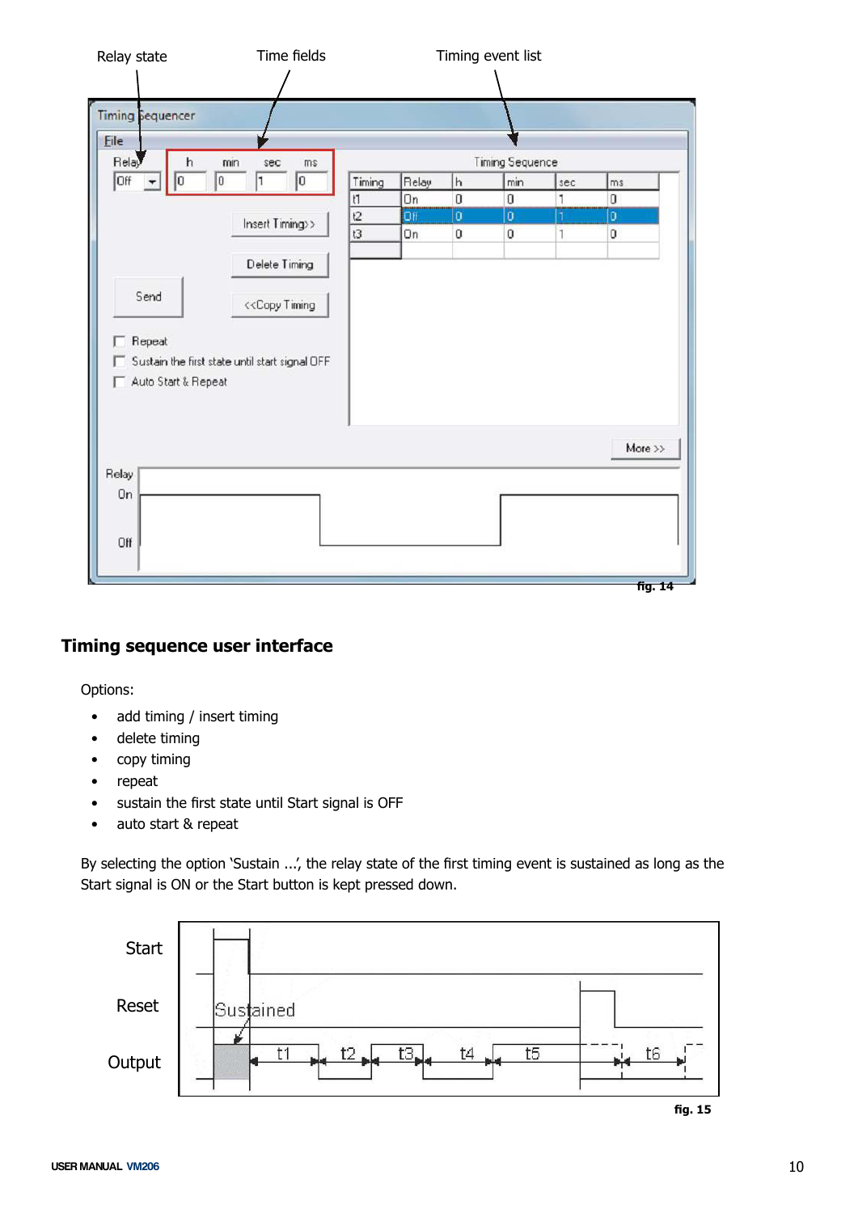fig. 14

## Timing sequence user interface

Options:

- add timing / insert timing
- delete timing
- copy timing
- repeat
- sustain the first state until Start signal is OFF
- auto start & repeat

By selecting the option 'Sustain ...', the relay state of the first timing event is sustained as long as the Start signal is ON or the Start button is kept pressed down.

fig. 15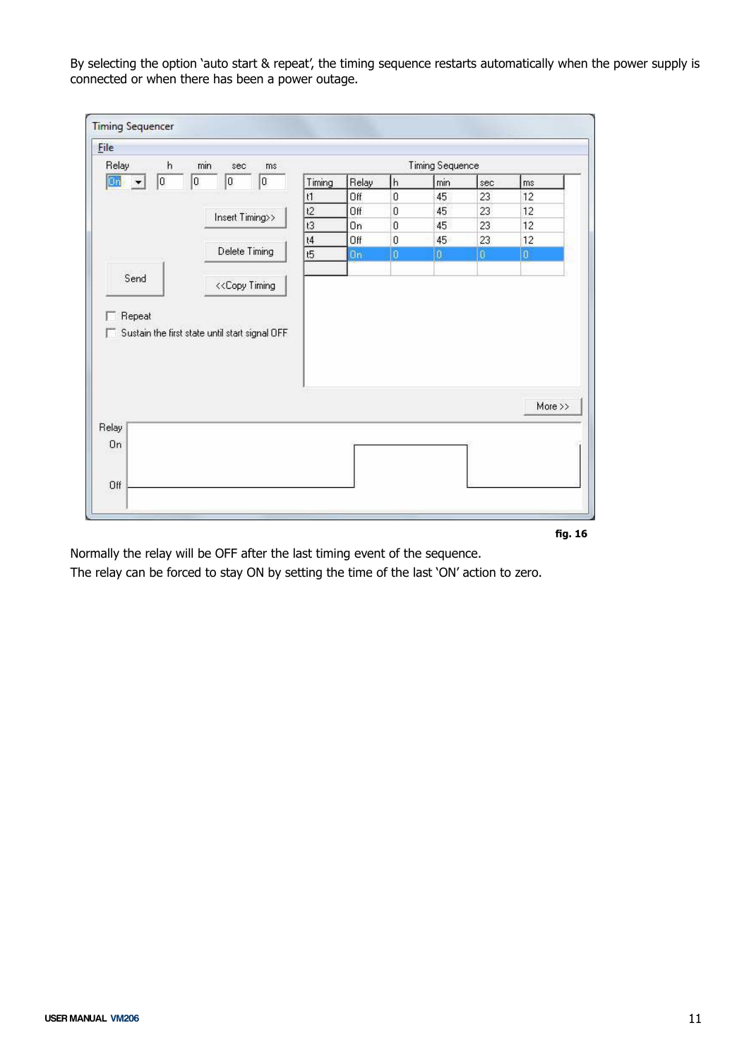By selecting the option 'auto start & repeat', the timing sequence restarts automatically when the power supply is connected or when there has been a power outage.

fig. 16

Normally the relay will be OFF after the last timing event of the sequence.
The relay can be forced to stay ON by setting the time of the last 'ON' action to zero.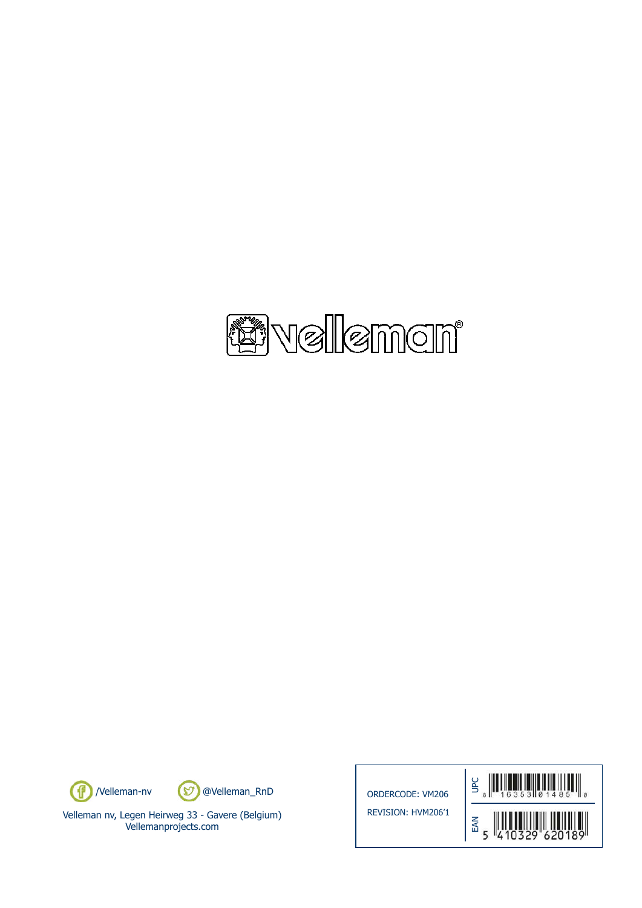velleman®

/Velleman-nv

@Velleman_RnD

Velleman nv, Legen Heirweg 33 - Gavere (Belgium)
Vellemanprojects.com

ORDERCODE: VM206

REVISION: HVM206'1

UPC 0 16353 01485 0

EAN 5 410329 620189